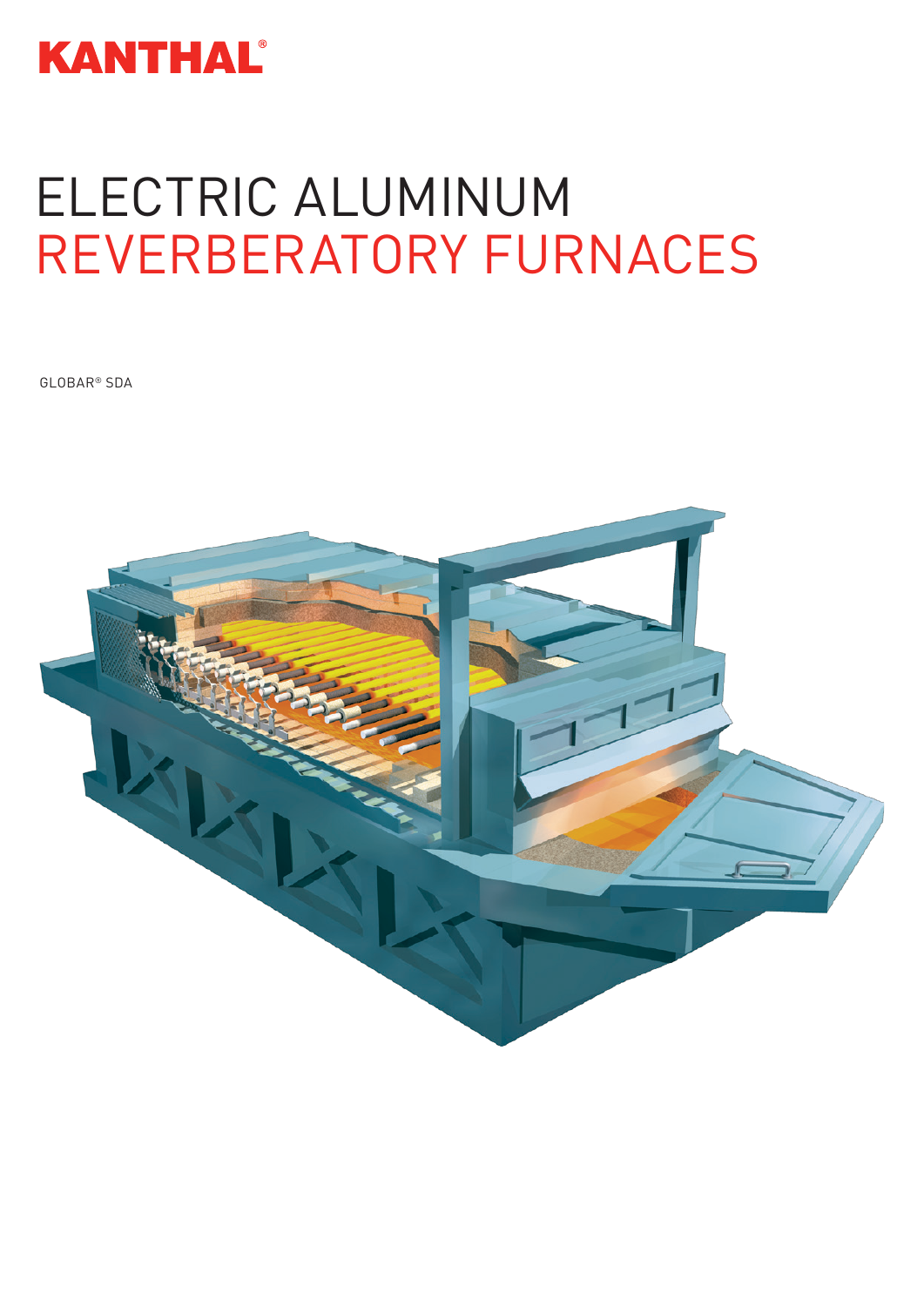KANTHAL®

# ELECTRIC ALUMINUM REVERBERATORY FURNACES

GLOBAR® SDA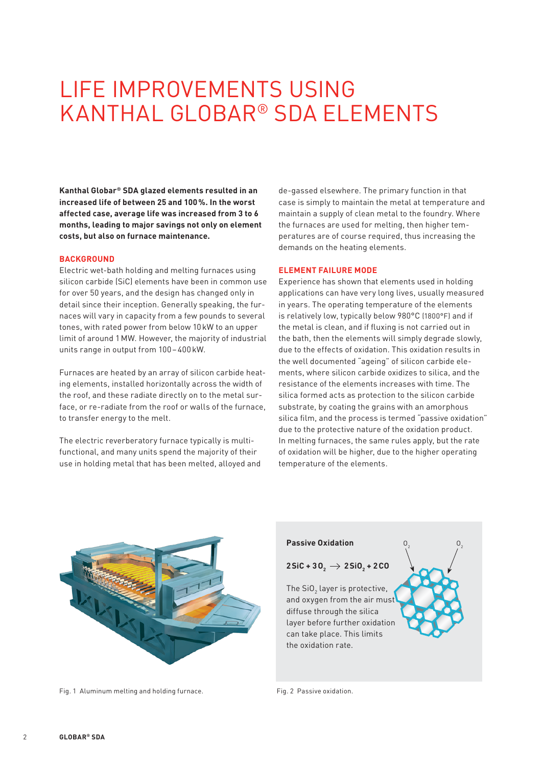# LIFE IMPROVEMENTS USING KANTHAL GLOBAR® SDA ELEMENTS

**Kanthal Globar® SDA glazed elements resulted in an increased life of between 25 and 100 %. In the worst affected case, average life was increased from 3 to 6 months, leading to major savings not only on element costs, but also on furnace maintenance.**

## BACKGROUND

Electric wet-bath holding and melting furnaces using silicon carbide (SiC) elements have been in common use for over 50 years, and the design has changed only in detail since their inception. Generally speaking, the furnaces will vary in capacity from a few pounds to several tones, with rated power from below 10 kW to an upper limit of around 1 MW. However, the majority of industrial units range in output from 100 – 400 kW.

Furnaces are heated by an array of silicon carbide heating elements, installed horizontally across the width of the roof, and these radiate directly on to the metal surface, or re-radiate from the roof or walls of the furnace, to transfer energy to the melt.

The electric reverberatory furnace typically is multifunctional, and many units spend the majority of their use in holding metal that has been melted, alloyed and de-gassed elsewhere. The primary function in that case is simply to maintain the metal at temperature and maintain a supply of clean metal to the foundry. Where the furnaces are used for melting, then higher temperatures are of course required, thus increasing the demands on the heating elements.

## ELEMENT FAILURE MODE

Experience has shown that elements used in holding applications can have very long lives, usually measured in years. The operating temperature of the elements is relatively low, typically below 980°C (1800°F) and if the metal is clean, and if fluxing is not carried out in the bath, then the elements will simply degrade slowly, due to the effects of oxidation. This oxidation results in the well documented "ageing" of silicon carbide elements, where silicon carbide oxidizes to silica, and the resistance of the elements increases with time. The silica formed acts as protection to the silicon carbide substrate, by coating the grains with an amorphous silica film, and the process is termed "passive oxidation" due to the protective nature of the oxidation product. In melting furnaces, the same rules apply, but the rate of oxidation will be higher, due to the higher operating temperature of the elements.

Fig. 1 Aluminum melting and holding furnace.

**Passive Oxidation**

$$2SiC + 3O_2 \rightarrow 2SiO_2 + 2CO$$

The $SiO_2$ layer is protective, and oxygen from the air must diffuse through the silica layer before further oxidation can take place. This limits the oxidation rate.

Fig. 2 Passive oxidation.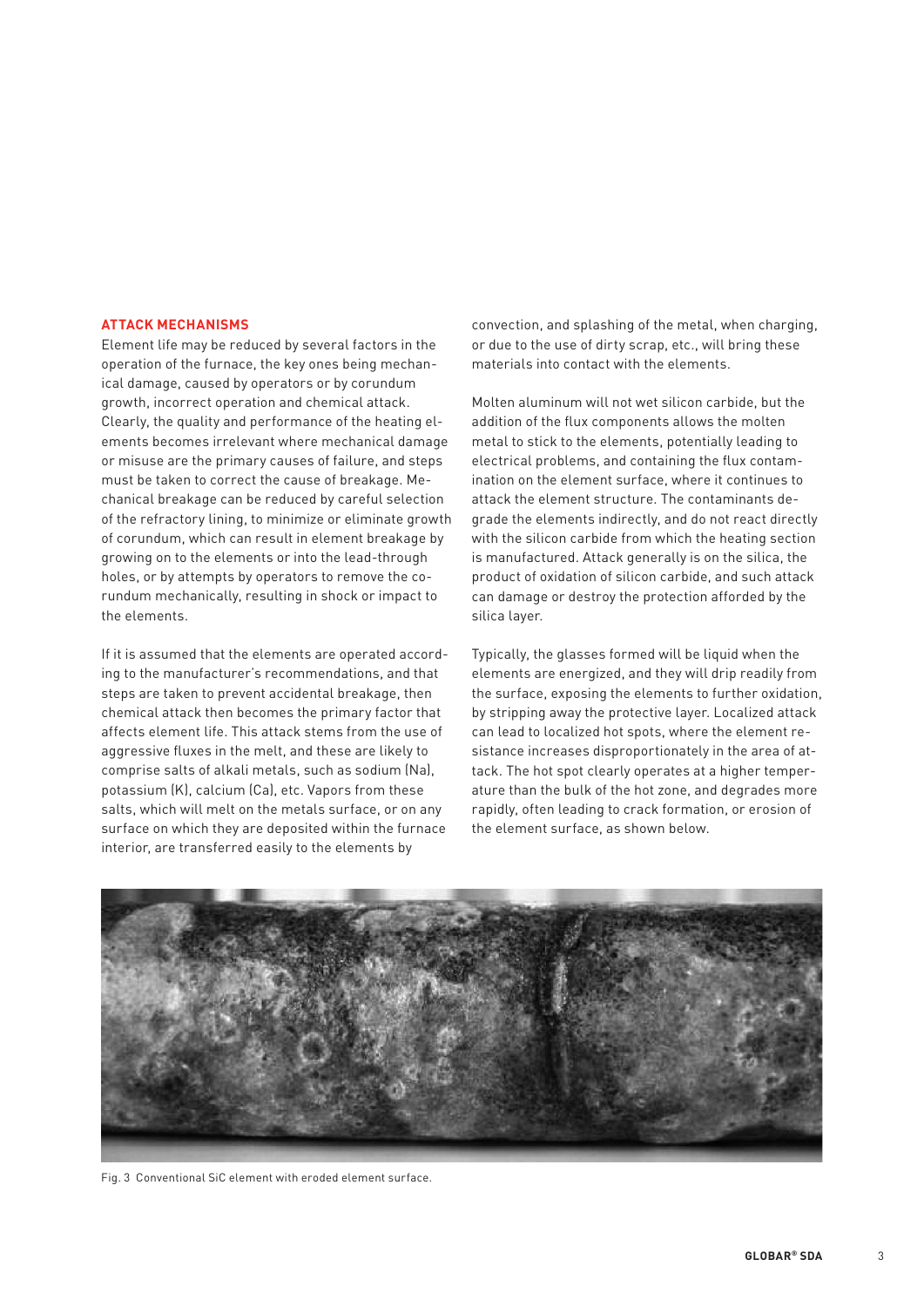## ATTACK MECHANISMS

Element life may be reduced by several factors in the operation of the furnace, the key ones being mechanical damage, caused by operators or by corundum growth, incorrect operation and chemical attack. Clearly, the quality and performance of the heating elements becomes irrelevant where mechanical damage or misuse are the primary causes of failure, and steps must be taken to correct the cause of breakage. Mechanical breakage can be reduced by careful selection of the refractory lining, to minimize or eliminate growth of corundum, which can result in element breakage by growing on to the elements or into the lead-through holes, or by attempts by operators to remove the corundum mechanically, resulting in shock or impact to the elements.

If it is assumed that the elements are operated according to the manufacturer's recommendations, and that steps are taken to prevent accidental breakage, then chemical attack then becomes the primary factor that affects element life. This attack stems from the use of aggressive fluxes in the melt, and these are likely to comprise salts of alkali metals, such as sodium (Na), potassium (K), calcium (Ca), etc. Vapors from these salts, which will melt on the metals surface, or on any surface on which they are deposited within the furnace interior, are transferred easily to the elements by convection, and splashing of the metal, when charging, or due to the use of dirty scrap, etc., will bring these materials into contact with the elements.

Molten aluminum will not wet silicon carbide, but the addition of the flux components allows the molten metal to stick to the elements, potentially leading to electrical problems, and containing the flux contamination on the element surface, where it continues to attack the element structure. The contaminants degrade the elements indirectly, and do not react directly with the silicon carbide from which the heating section is manufactured. Attack generally is on the silica, the product of oxidation of silicon carbide, and such attack can damage or destroy the protection afforded by the silica layer.

Typically, the glasses formed will be liquid when the elements are energized, and they will drip readily from the surface, exposing the elements to further oxidation, by stripping away the protective layer. Localized attack can lead to localized hot spots, where the element resistance increases disproportionately in the area of attack. The hot spot clearly operates at a higher temperature than the bulk of the hot zone, and degrades more rapidly, often leading to crack formation, or erosion of the element surface, as shown below.

Fig. 3 Conventional SiC element with eroded element surface.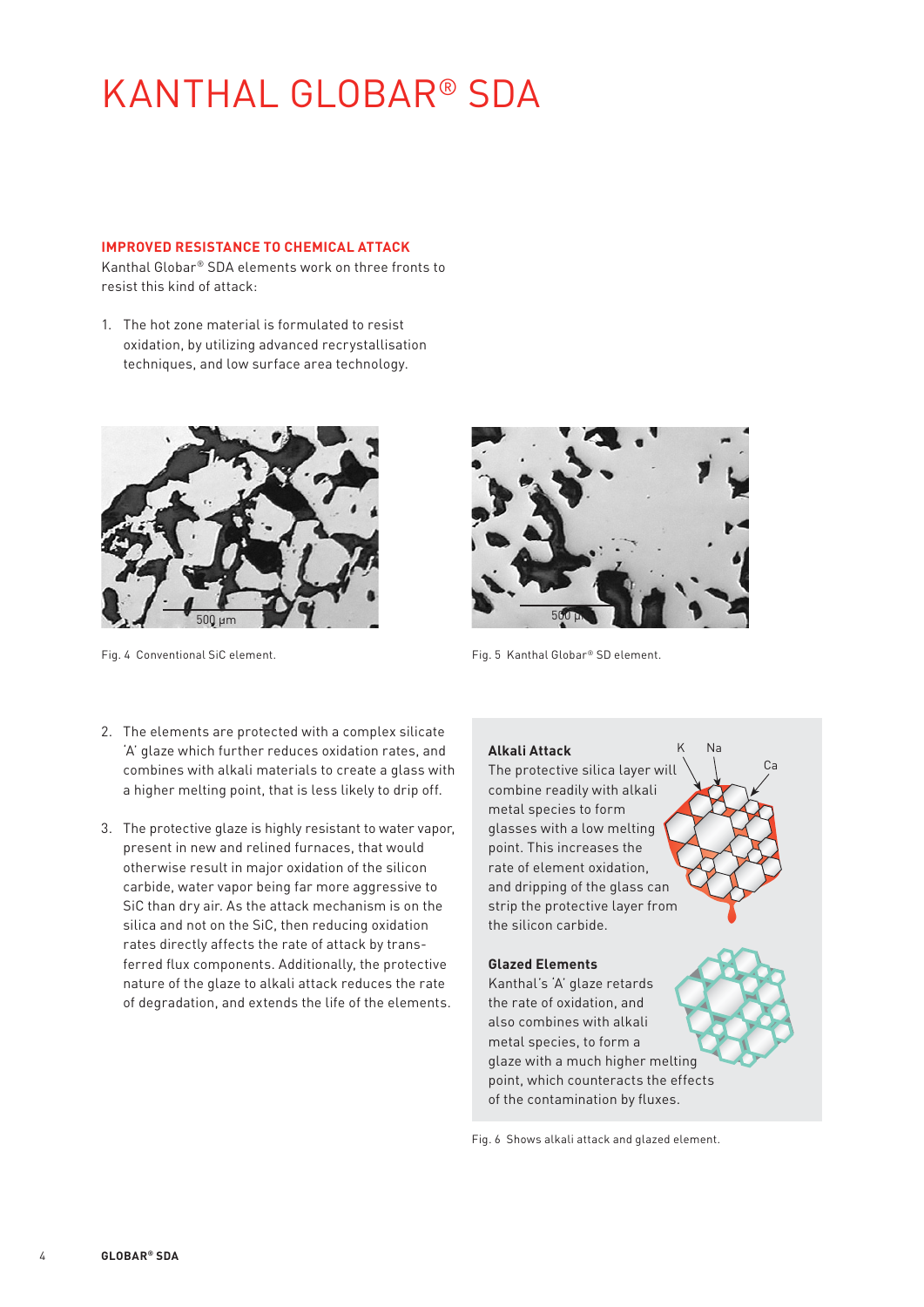# KANTHAL GLOBAR® SDA

### IMPROVED RESISTANCE TO CHEMICAL ATTACK

Kanthal Globar® SDA elements work on three fronts to resist this kind of attack:

1. The hot zone material is formulated to resist oxidation, by utilizing advanced recrystallisation techniques, and low surface area technology.

Fig. 4 Conventional SiC element.

Fig. 5 Kanthal Globar® SD element.

2. The elements are protected with a complex silicate 'A' glaze which further reduces oxidation rates, and combines with alkali materials to create a glass with a higher melting point, that is less likely to drip off.

3. The protective glaze is highly resistant to water vapor, present in new and relined furnaces, that would otherwise result in major oxidation of the silicon carbide, water vapor being far more aggressive to SiC than dry air. As the attack mechanism is on the silica and not on the SiC, then reducing oxidation rates directly affects the rate of attack by transferred flux components. Additionally, the protective nature of the glaze to alkali attack reduces the rate of degradation, and extends the life of the elements.

**Alkali Attack**
The protective silica layer will combine readily with alkali metal species to form glasses with a low melting point. This increases the rate of element oxidation, and dripping of the glass can strip the protective layer from the silicon carbide.

**Glazed Elements**
Kanthal's 'A' glaze retards the rate of oxidation, and also combines with alkali metal species, to form a glaze with a much higher melting point, which counteracts the effects of the contamination by fluxes.

Fig. 6 Shows alkali attack and glazed element.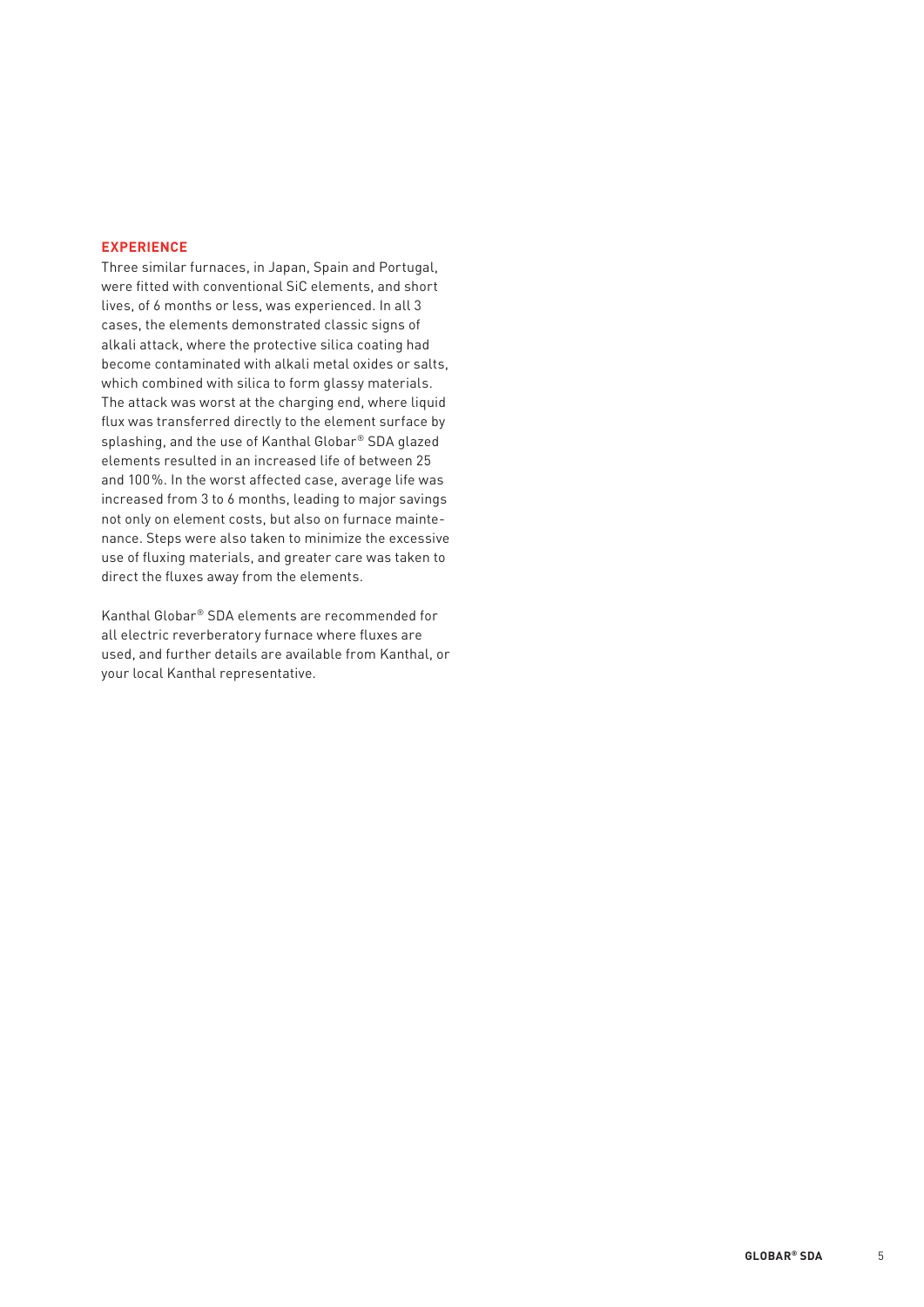## EXPERIENCE

Three similar furnaces, in Japan, Spain and Portugal, were fitted with conventional SiC elements, and short lives, of 6 months or less, was experienced. In all 3 cases, the elements demonstrated classic signs of alkali attack, where the protective silica coating had become contaminated with alkali metal oxides or salts, which combined with silica to form glassy materials. The attack was worst at the charging end, where liquid flux was transferred directly to the element surface by splashing, and the use of Kanthal Globar® SDA glazed elements resulted in an increased life of between 25 and 100 %. In the worst affected case, average life was increased from 3 to 6 months, leading to major savings not only on element costs, but also on furnace maintenance. Steps were also taken to minimize the excessive use of fluxing materials, and greater care was taken to direct the fluxes away from the elements.

Kanthal Globar® SDA elements are recommended for all electric reverberatory furnace where fluxes are used, and further details are available from Kanthal, or your local Kanthal representative.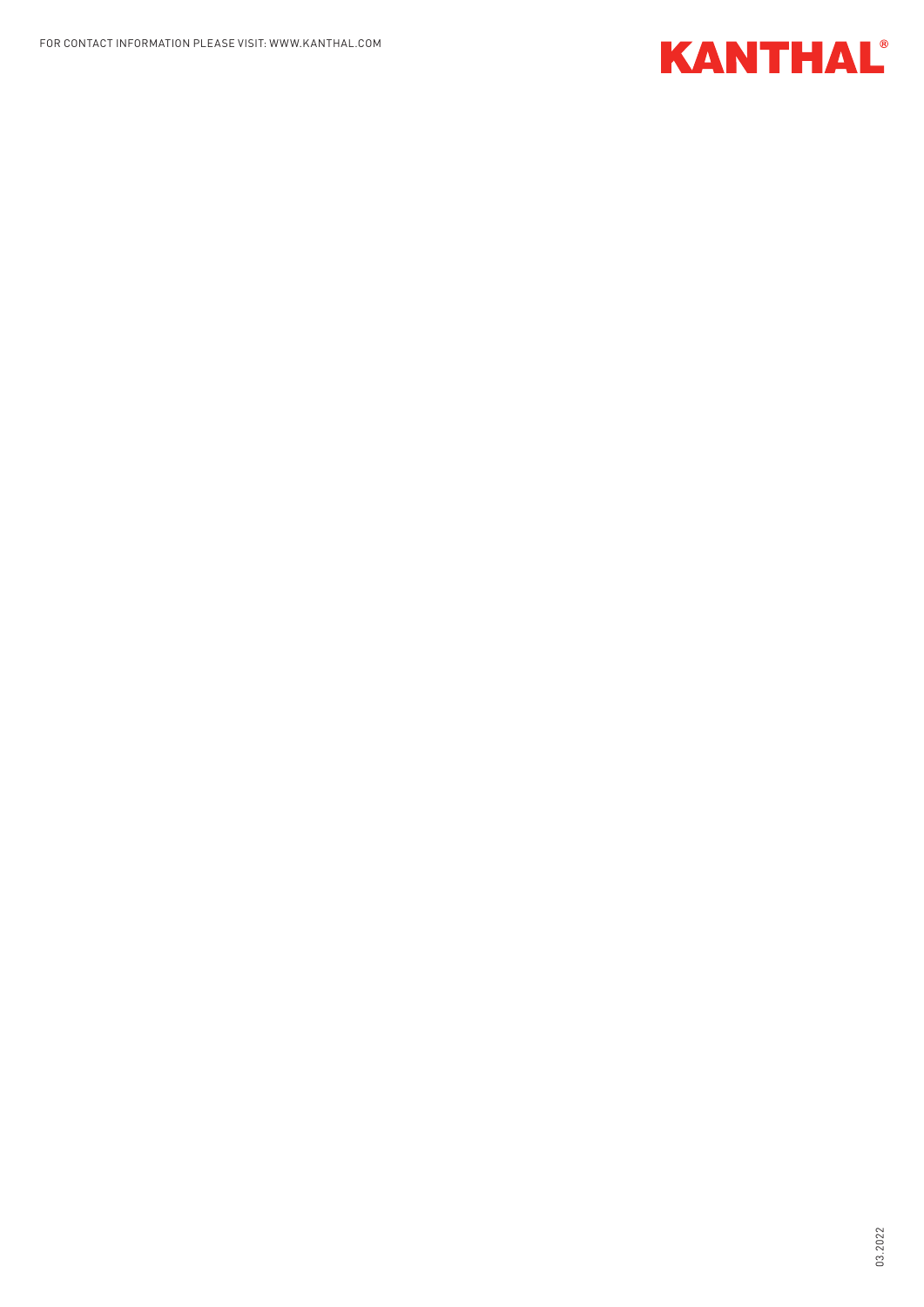FOR CONTACT INFORMATION PLEASE VISIT: WWW.KANTHAL.COM

03.2022